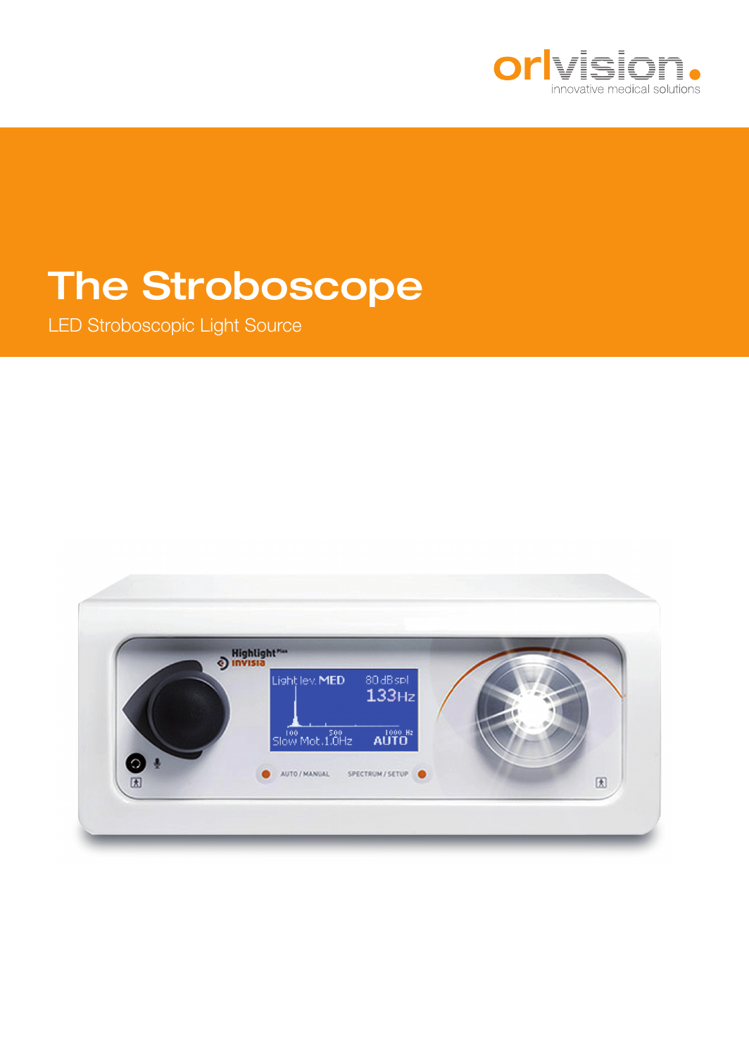orlvision

innovative medical solutions

# The Stroboscope

LED Stroboscopic Light Source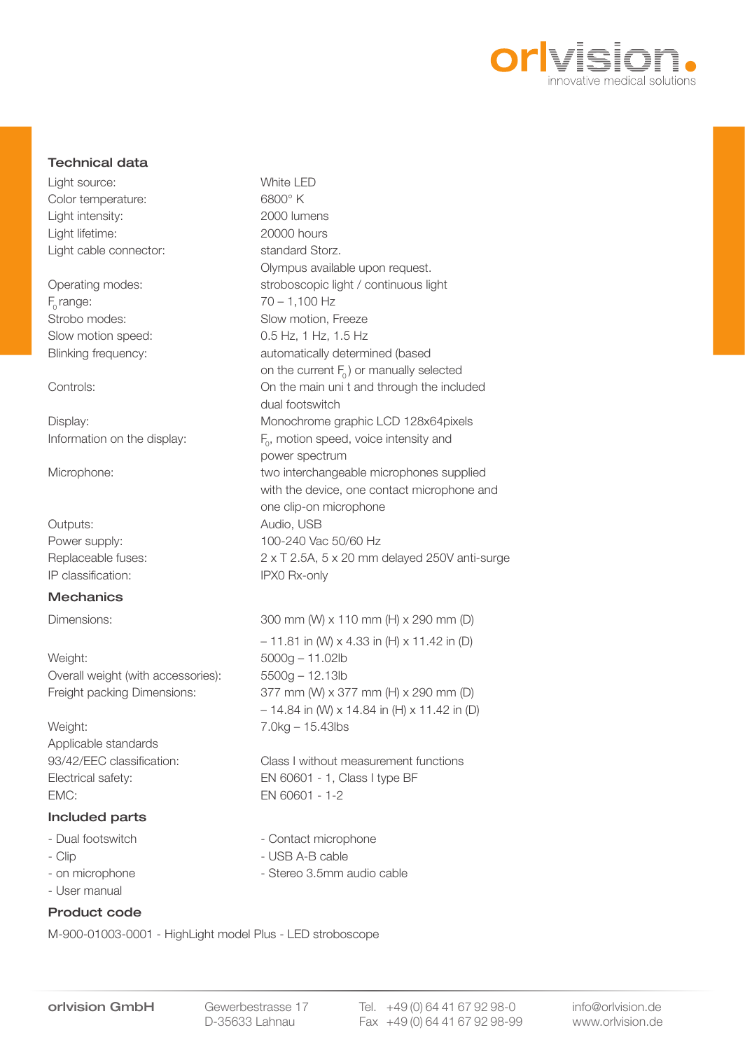## Technical data

| | |
|---|---|
| Light source: | White LED |
| Color temperature: | 6800° K |
| Light intensity: | 2000 lumens |
| Light lifetime: | 20000 hours |
| Light cable connector: | standard Storz. Olympus available upon request. |
| Operating modes: | stroboscopic light / continuous light |
| $F_0$ range: | 70 – 1,100 Hz |
| Strobo modes: | Slow motion, Freeze |
| Slow motion speed: | 0.5 Hz, 1 Hz, 1.5 Hz |
| Blinking frequency: | automatically determined (based on the current $F_0$) or manually selected |
| Controls: | On the main uni t and through the included dual footswitch |
| Display: | Monochrome graphic LCD 128x64pixels |
| Information on the display: | $F_0$, motion speed, voice intensity and power spectrum |
| Microphone: | two interchangeable microphones supplied with the device, one contact microphone and one clip-on microphone |
| Outputs: | Audio, USB |
| Power supply: | 100-240 Vac 50/60 Hz |
| Replaceable fuses: | 2 x T 2.5A, 5 x 20 mm delayed 250V anti-surge |
| IP classification: | IPX0 Rx-only |

## Mechanics

| | |
|---|---|
| Dimensions: | 300 mm (W) x 110 mm (H) x 290 mm (D) – 11.81 in (W) x 4.33 in (H) x 11.42 in (D) |
| Weight: | 5000g – 11.02lb |
| Overall weight (with accessories): | 5500g – 12.13lb |
| Freight packing Dimensions: | 377 mm (W) x 377 mm (H) x 290 mm (D) – 14.84 in (W) x 14.84 in (H) x 11.42 in (D) |
| Weight: | 7.0kg – 15.43lbs |
| Applicable standards | |
| 93/42/EEC classification: | Class I without measurement functions |
| Electrical safety: | EN 60601 - 1, Class I type BF |
| EMC: | EN 60601 - 1-2 |

## Included parts

- Dual footswitch
- Clip
- on microphone
- User manual
- Contact microphone
- USB A-B cable
- Stereo 3.5mm audio cable

## Product code

M-900-01003-0001 - HighLight model Plus - LED stroboscope

**orlvision GmbH**
Gewerbestrasse 17
D-35633 Lahnau
Tel. +49 (0) 64 41 67 92 98-0
Fax +49 (0) 64 41 67 92 98-99
info@orlvision.de
www.orlvision.de